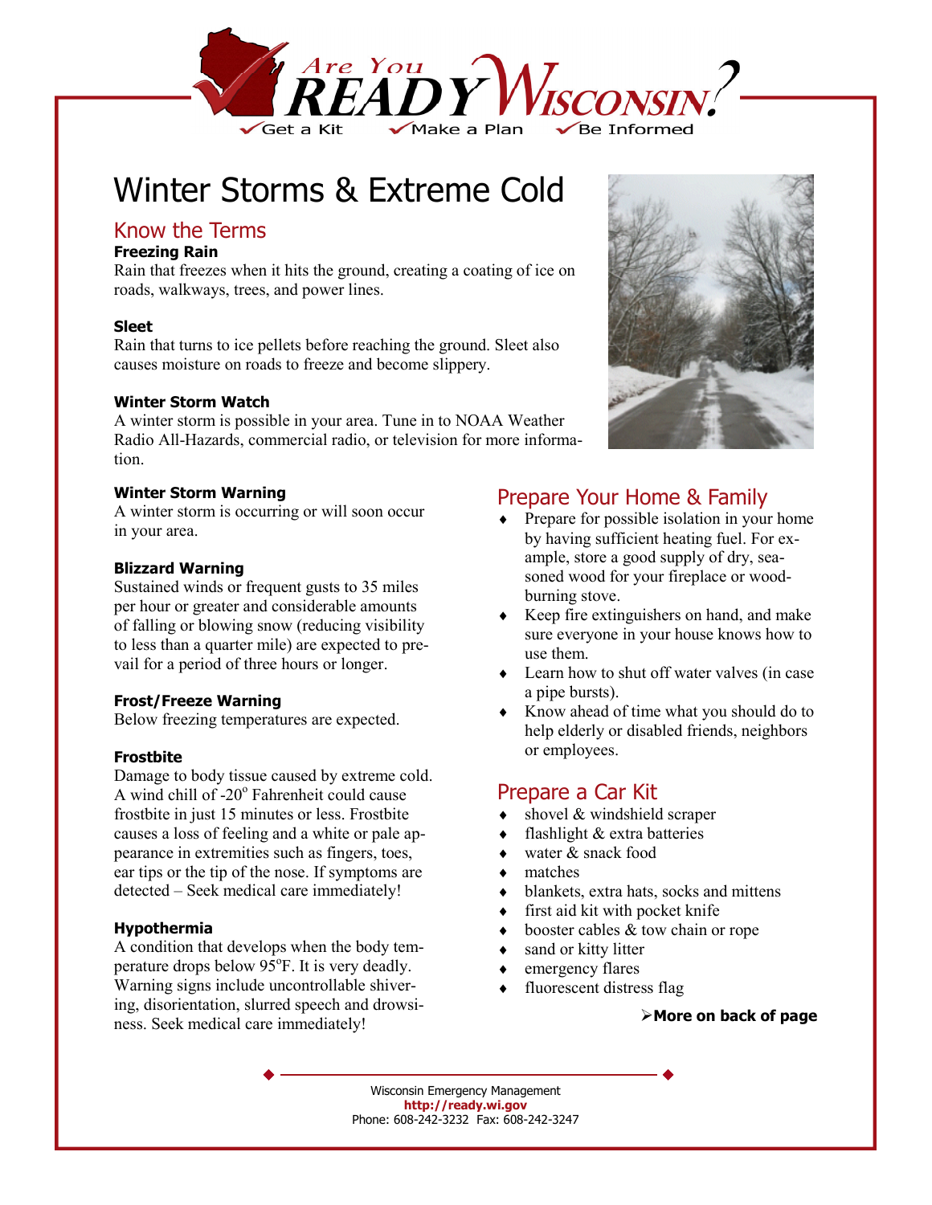Are You READY Wisconsin?

✓Get a Kit ✓Make a Plan ✓Be Informed

# Winter Storms & Extreme Cold

## Know the Terms

**Freezing Rain**
Rain that freezes when it hits the ground, creating a coating of ice on roads, walkways, trees, and power lines.

**Sleet**
Rain that turns to ice pellets before reaching the ground. Sleet also causes moisture on roads to freeze and become slippery.

**Winter Storm Watch**
A winter storm is possible in your area. Tune in to NOAA Weather Radio All-Hazards, commercial radio, or television for more information.

**Winter Storm Warning**
A winter storm is occurring or will soon occur in your area.

**Blizzard Warning**
Sustained winds or frequent gusts to 35 miles per hour or greater and considerable amounts of falling or blowing snow (reducing visibility to less than a quarter mile) are expected to prevail for a period of three hours or longer.

**Frost/Freeze Warning**
Below freezing temperatures are expected.

**Frostbite**
Damage to body tissue caused by extreme cold. A wind chill of -20° Fahrenheit could cause frostbite in just 15 minutes or less. Frostbite causes a loss of feeling and a white or pale appearance in extremities such as fingers, toes, ear tips or the tip of the nose. If symptoms are detected – Seek medical care immediately!

**Hypothermia**
A condition that develops when the body temperature drops below 95°F. It is very deadly. Warning signs include uncontrollable shivering, disorientation, slurred speech and drowsiness. Seek medical care immediately!

## Prepare Your Home & Family

- Prepare for possible isolation in your home by having sufficient heating fuel. For example, store a good supply of dry, seasoned wood for your fireplace or wood-burning stove.
- Keep fire extinguishers on hand, and make sure everyone in your house knows how to use them.
- Learn how to shut off water valves (in case a pipe bursts).
- Know ahead of time what you should do to help elderly or disabled friends, neighbors or employees.

## Prepare a Car Kit

- shovel & windshield scraper
- flashlight & extra batteries
- water & snack food
- matches
- blankets, extra hats, socks and mittens
- first aid kit with pocket knife
- booster cables & tow chain or rope
- sand or kitty litter
- emergency flares
- fluorescent distress flag

➢**More on back of page**

Wisconsin Emergency Management
**http://ready.wi.gov**
Phone: 608-242-3232 Fax: 608-242-3247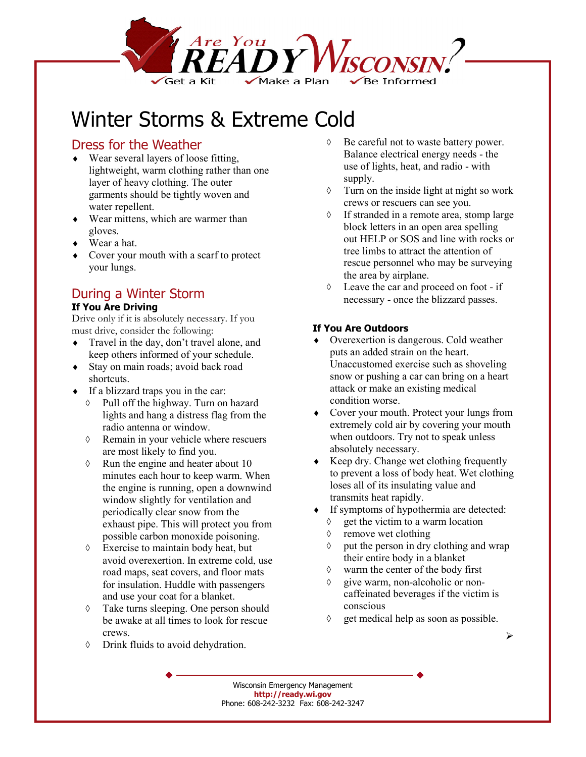# Winter Storms & Extreme Cold

## Dress for the Weather

- Wear several layers of loose fitting, lightweight, warm clothing rather than one layer of heavy clothing. The outer garments should be tightly woven and water repellent.
- Wear mittens, which are warmer than gloves.
- Wear a hat.
- Cover your mouth with a scarf to protect your lungs.

## During a Winter Storm

### If You Are Driving

Drive only if it is absolutely necessary. If you must drive, consider the following:

- Travel in the day, don't travel alone, and keep others informed of your schedule.
- Stay on main roads; avoid back road shortcuts.
- If a blizzard traps you in the car:
  - Pull off the highway. Turn on hazard lights and hang a distress flag from the radio antenna or window.
  - Remain in your vehicle where rescuers are most likely to find you.
  - Run the engine and heater about 10 minutes each hour to keep warm. When the engine is running, open a downwind window slightly for ventilation and periodically clear snow from the exhaust pipe. This will protect you from possible carbon monoxide poisoning.
  - Exercise to maintain body heat, but avoid overexertion. In extreme cold, use road maps, seat covers, and floor mats for insulation. Huddle with passengers and use your coat for a blanket.
  - Take turns sleeping. One person should be awake at all times to look for rescue crews.
  - Drink fluids to avoid dehydration.
  - Be careful not to waste battery power. Balance electrical energy needs - the use of lights, heat, and radio - with supply.
  - Turn on the inside light at night so work crews or rescuers can see you.
  - If stranded in a remote area, stomp large block letters in an open area spelling out HELP or SOS and line with rocks or tree limbs to attract the attention of rescue personnel who may be surveying the area by airplane.
  - Leave the car and proceed on foot - if necessary - once the blizzard passes.

### If You Are Outdoors

- Overexertion is dangerous. Cold weather puts an added strain on the heart. Unaccustomed exercise such as shoveling snow or pushing a car can bring on a heart attack or make an existing medical condition worse.
- Cover your mouth. Protect your lungs from extremely cold air by covering your mouth when outdoors. Try not to speak unless absolutely necessary.
- Keep dry. Change wet clothing frequently to prevent a loss of body heat. Wet clothing loses all of its insulating value and transmits heat rapidly.
- If symptoms of hypothermia are detected:
  - get the victim to a warm location
  - remove wet clothing
  - put the person in dry clothing and wrap their entire body in a blanket
  - warm the center of the body first
  - give warm, non-alcoholic or non-caffeinated beverages if the victim is conscious
  - get medical help as soon as possible.

Wisconsin Emergency Management
**http://ready.wi.gov**
Phone: 608-242-3232 Fax: 608-242-3247